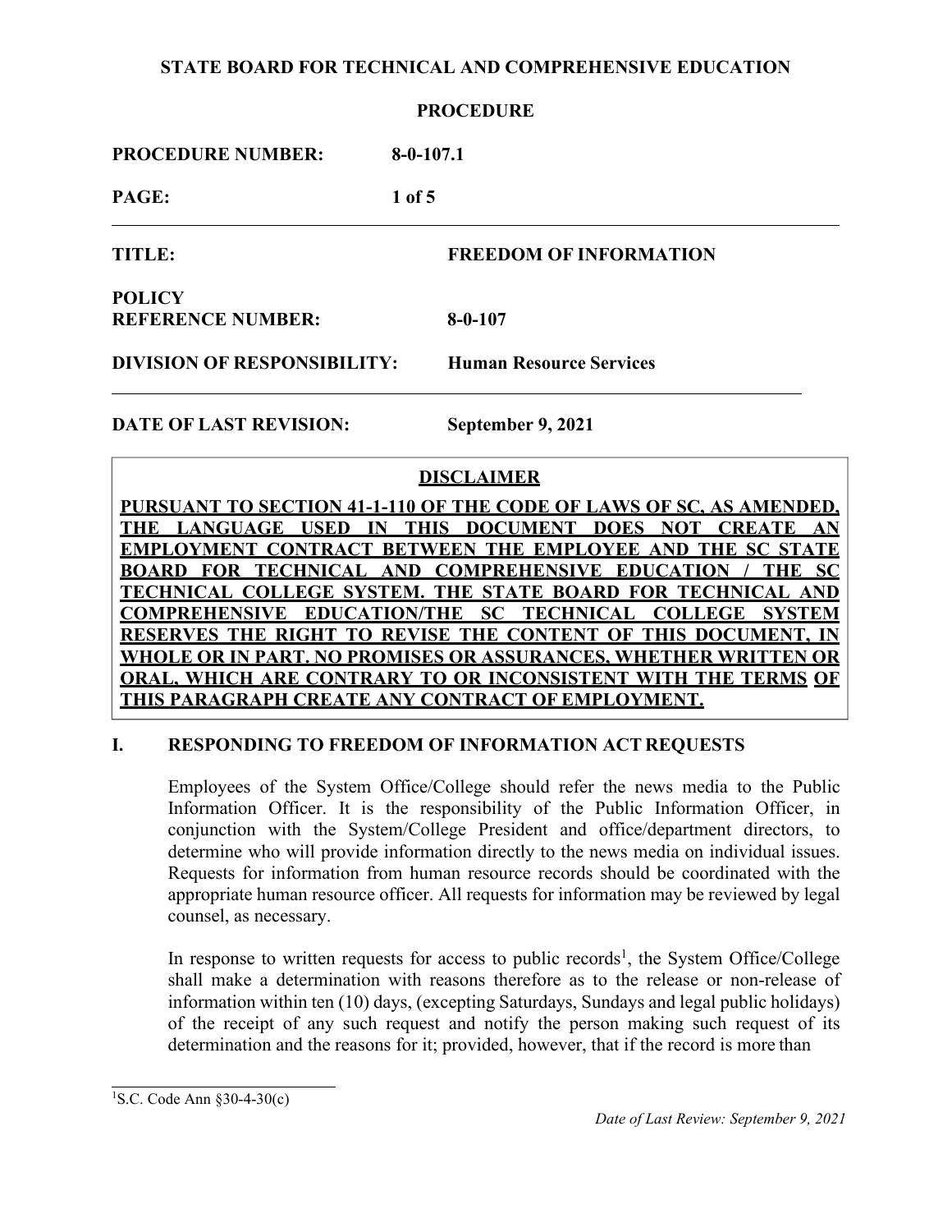**STATE BOARD FOR TECHNICAL AND COMPREHENSIVE EDUCATION**

**PROCEDURE**

**PROCEDURE NUMBER:** **8-0-107.1**

---

**TITLE:** **FREEDOM OF INFORMATION**

**POLICY REFERENCE NUMBER:** **8-0-107**

**DIVISION OF RESPONSIBILITY:** **Human Resource Services**

---

**DATE OF LAST REVISION:** **September 9, 2021**

> **DISCLAIMER**
>
> **PURSUANT TO SECTION 41-1-110 OF THE CODE OF LAWS OF SC, AS AMENDED, THE LANGUAGE USED IN THIS DOCUMENT DOES NOT CREATE AN EMPLOYMENT CONTRACT BETWEEN THE EMPLOYEE AND THE SC STATE BOARD FOR TECHNICAL AND COMPREHENSIVE EDUCATION / THE SC TECHNICAL COLLEGE SYSTEM. THE STATE BOARD FOR TECHNICAL AND COMPREHENSIVE EDUCATION/THE SC TECHNICAL COLLEGE SYSTEM RESERVES THE RIGHT TO REVISE THE CONTENT OF THIS DOCUMENT, IN WHOLE OR IN PART. NO PROMISES OR ASSURANCES, WHETHER WRITTEN OR ORAL, WHICH ARE CONTRARY TO OR INCONSISTENT WITH THE TERMS OF THIS PARAGRAPH CREATE ANY CONTRACT OF EMPLOYMENT.**

## I. RESPONDING TO FREEDOM OF INFORMATION ACT REQUESTS

Employees of the System Office/College should refer the news media to the Public Information Officer. It is the responsibility of the Public Information Officer, in conjunction with the System/College President and office/department directors, to determine who will provide information directly to the news media on individual issues. Requests for information from human resource records should be coordinated with the appropriate human resource officer. All requests for information may be reviewed by legal counsel, as necessary.

In response to written requests for access to public records[1], the System Office/College shall make a determination with reasons therefore as to the release or non-release of information within ten (10) days, (excepting Saturdays, Sundays and legal public holidays) of the receipt of any such request and notify the person making such request of its determination and the reasons for it; provided, however, that if the record is more than

[1]S.C. Code Ann §30-4-30(c)

*Date of Last Review: September 9, 2021*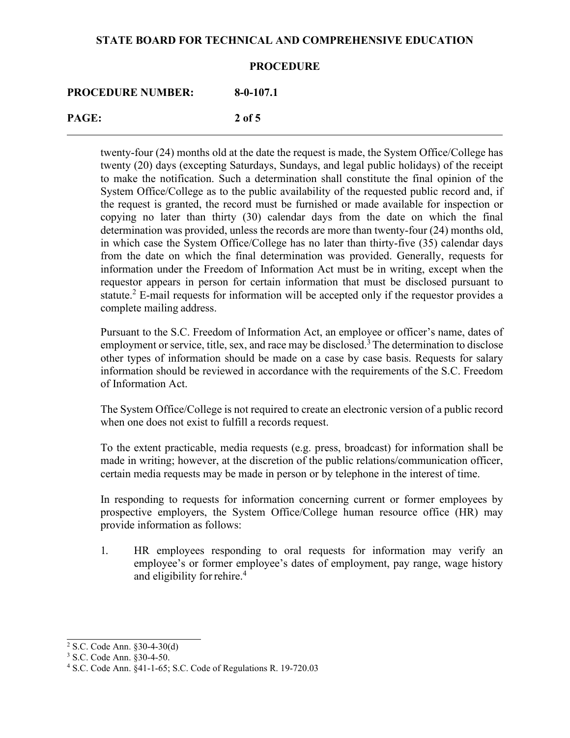twenty-four (24) months old at the date the request is made, the System Office/College has twenty (20) days (excepting Saturdays, Sundays, and legal public holidays) of the receipt to make the notification. Such a determination shall constitute the final opinion of the System Office/College as to the public availability of the requested public record and, if the request is granted, the record must be furnished or made available for inspection or copying no later than thirty (30) calendar days from the date on which the final determination was provided, unless the records are more than twenty-four (24) months old, in which case the System Office/College has no later than thirty-five (35) calendar days from the date on which the final determination was provided. Generally, requests for information under the Freedom of Information Act must be in writing, except when the requestor appears in person for certain information that must be disclosed pursuant to statute.[2] E-mail requests for information will be accepted only if the requestor provides a complete mailing address.

Pursuant to the S.C. Freedom of Information Act, an employee or officer's name, dates of employment or service, title, sex, and race may be disclosed.[3] The determination to disclose other types of information should be made on a case by case basis. Requests for salary information should be reviewed in accordance with the requirements of the S.C. Freedom of Information Act.

The System Office/College is not required to create an electronic version of a public record when one does not exist to fulfill a records request.

To the extent practicable, media requests (e.g. press, broadcast) for information shall be made in writing; however, at the discretion of the public relations/communication officer, certain media requests may be made in person or by telephone in the interest of time.

In responding to requests for information concerning current or former employees by prospective employers, the System Office/College human resource office (HR) may provide information as follows:

1. HR employees responding to oral requests for information may verify an employee's or former employee's dates of employment, pay range, wage history and eligibility for rehire.[4]

---

[2] S.C. Code Ann. §30-4-30(d)

[3] S.C. Code Ann. §30-4-50.

[4] S.C. Code Ann. §41-1-65; S.C. Code of Regulations R. 19-720.03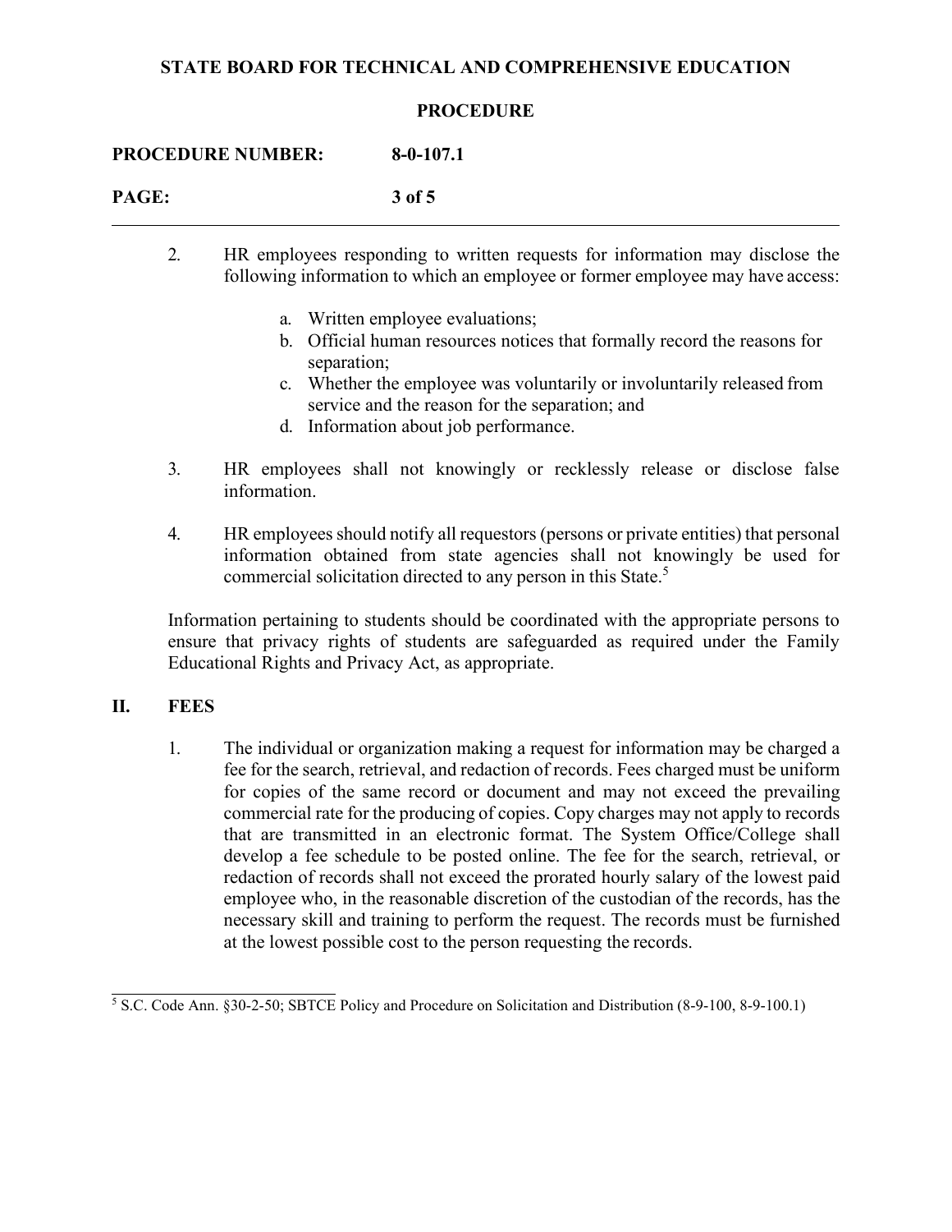2. HR employees responding to written requests for information may disclose the following information to which an employee or former employee may have access:

    a. Written employee evaluations;
    b. Official human resources notices that formally record the reasons for separation;
    c. Whether the employee was voluntarily or involuntarily released from service and the reason for the separation; and
    d. Information about job performance.

3. HR employees shall not knowingly or recklessly release or disclose false information.

4. HR employees should notify all requestors (persons or private entities) that personal information obtained from state agencies shall not knowingly be used for commercial solicitation directed to any person in this State.[5]

Information pertaining to students should be coordinated with the appropriate persons to ensure that privacy rights of students are safeguarded as required under the Family Educational Rights and Privacy Act, as appropriate.

## II. FEES

1. The individual or organization making a request for information may be charged a fee for the search, retrieval, and redaction of records. Fees charged must be uniform for copies of the same record or document and may not exceed the prevailing commercial rate for the producing of copies. Copy charges may not apply to records that are transmitted in an electronic format. The System Office/College shall develop a fee schedule to be posted online. The fee for the search, retrieval, or redaction of records shall not exceed the prorated hourly salary of the lowest paid employee who, in the reasonable discretion of the custodian of the records, has the necessary skill and training to perform the request. The records must be furnished at the lowest possible cost to the person requesting the records.

---

[5] S.C. Code Ann. §30-2-50; SBTCE Policy and Procedure on Solicitation and Distribution (8-9-100, 8-9-100.1)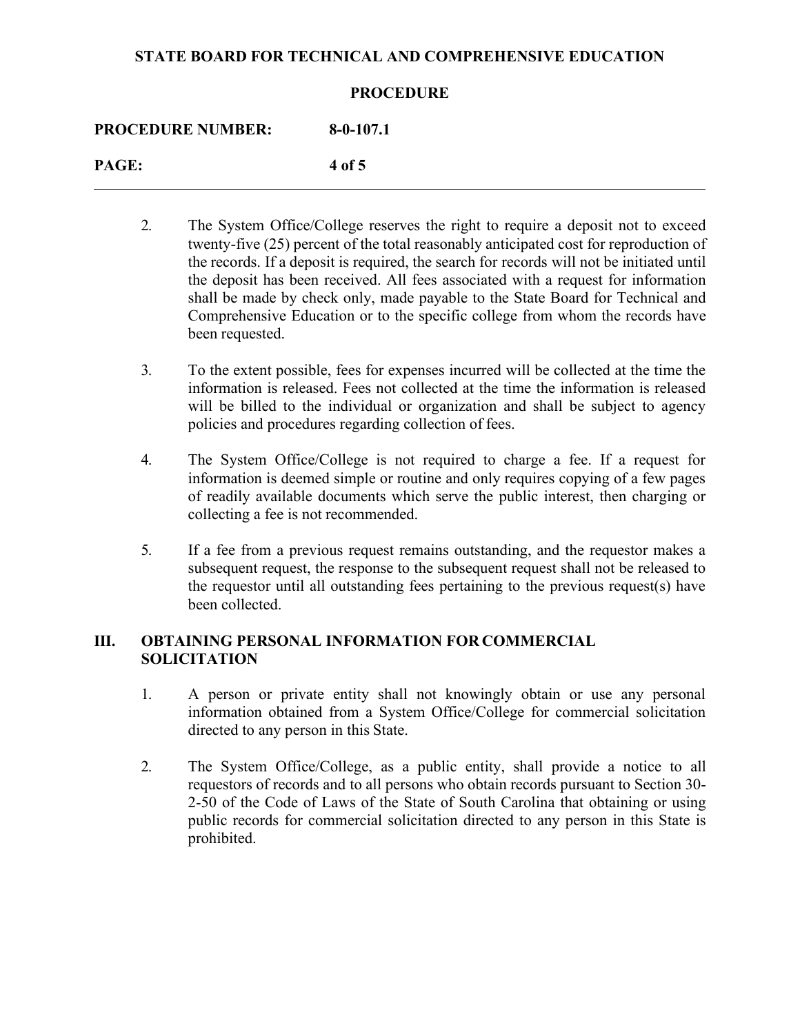2. The System Office/College reserves the right to require a deposit not to exceed twenty-five (25) percent of the total reasonably anticipated cost for reproduction of the records. If a deposit is required, the search for records will not be initiated until the deposit has been received. All fees associated with a request for information shall be made by check only, made payable to the State Board for Technical and Comprehensive Education or to the specific college from whom the records have been requested.

3. To the extent possible, fees for expenses incurred will be collected at the time the information is released. Fees not collected at the time the information is released will be billed to the individual or organization and shall be subject to agency policies and procedures regarding collection of fees.

4. The System Office/College is not required to charge a fee. If a request for information is deemed simple or routine and only requires copying of a few pages of readily available documents which serve the public interest, then charging or collecting a fee is not recommended.

5. If a fee from a previous request remains outstanding, and the requestor makes a subsequent request, the response to the subsequent request shall not be released to the requestor until all outstanding fees pertaining to the previous request(s) have been collected.

## III. OBTAINING PERSONAL INFORMATION FOR COMMERCIAL SOLICITATION

1. A person or private entity shall not knowingly obtain or use any personal information obtained from a System Office/College for commercial solicitation directed to any person in this State.

2. The System Office/College, as a public entity, shall provide a notice to all requestors of records and to all persons who obtain records pursuant to Section 30-2-50 of the Code of Laws of the State of South Carolina that obtaining or using public records for commercial solicitation directed to any person in this State is prohibited.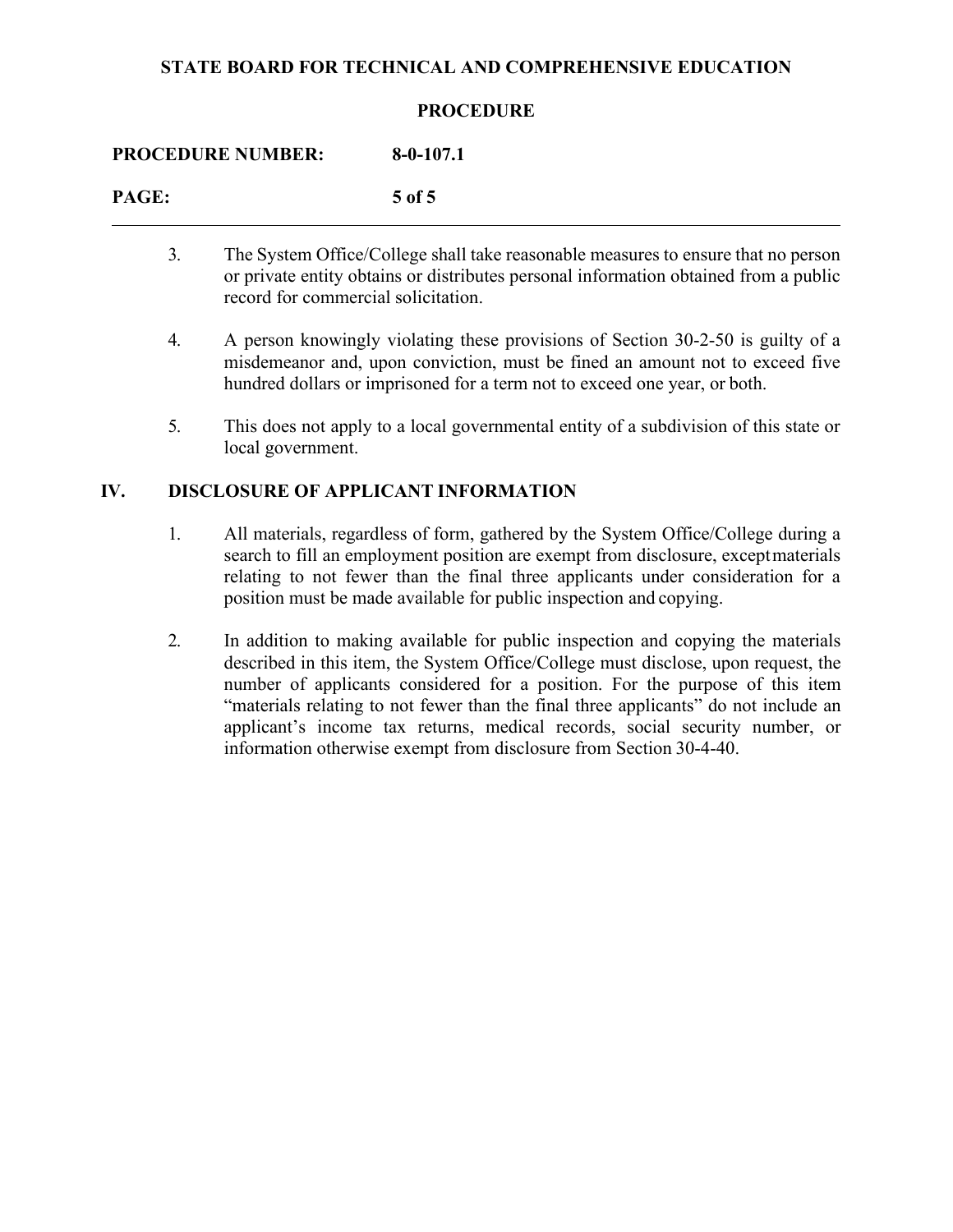3. The System Office/College shall take reasonable measures to ensure that no person or private entity obtains or distributes personal information obtained from a public record for commercial solicitation.

4. A person knowingly violating these provisions of Section 30-2-50 is guilty of a misdemeanor and, upon conviction, must be fined an amount not to exceed five hundred dollars or imprisoned for a term not to exceed one year, or both.

5. This does not apply to a local governmental entity of a subdivision of this state or local government.

## IV. DISCLOSURE OF APPLICANT INFORMATION

1. All materials, regardless of form, gathered by the System Office/College during a search to fill an employment position are exempt from disclosure, except materials relating to not fewer than the final three applicants under consideration for a position must be made available for public inspection and copying.

2. In addition to making available for public inspection and copying the materials described in this item, the System Office/College must disclose, upon request, the number of applicants considered for a position. For the purpose of this item "materials relating to not fewer than the final three applicants" do not include an applicant's income tax returns, medical records, social security number, or information otherwise exempt from disclosure from Section 30-4-40.